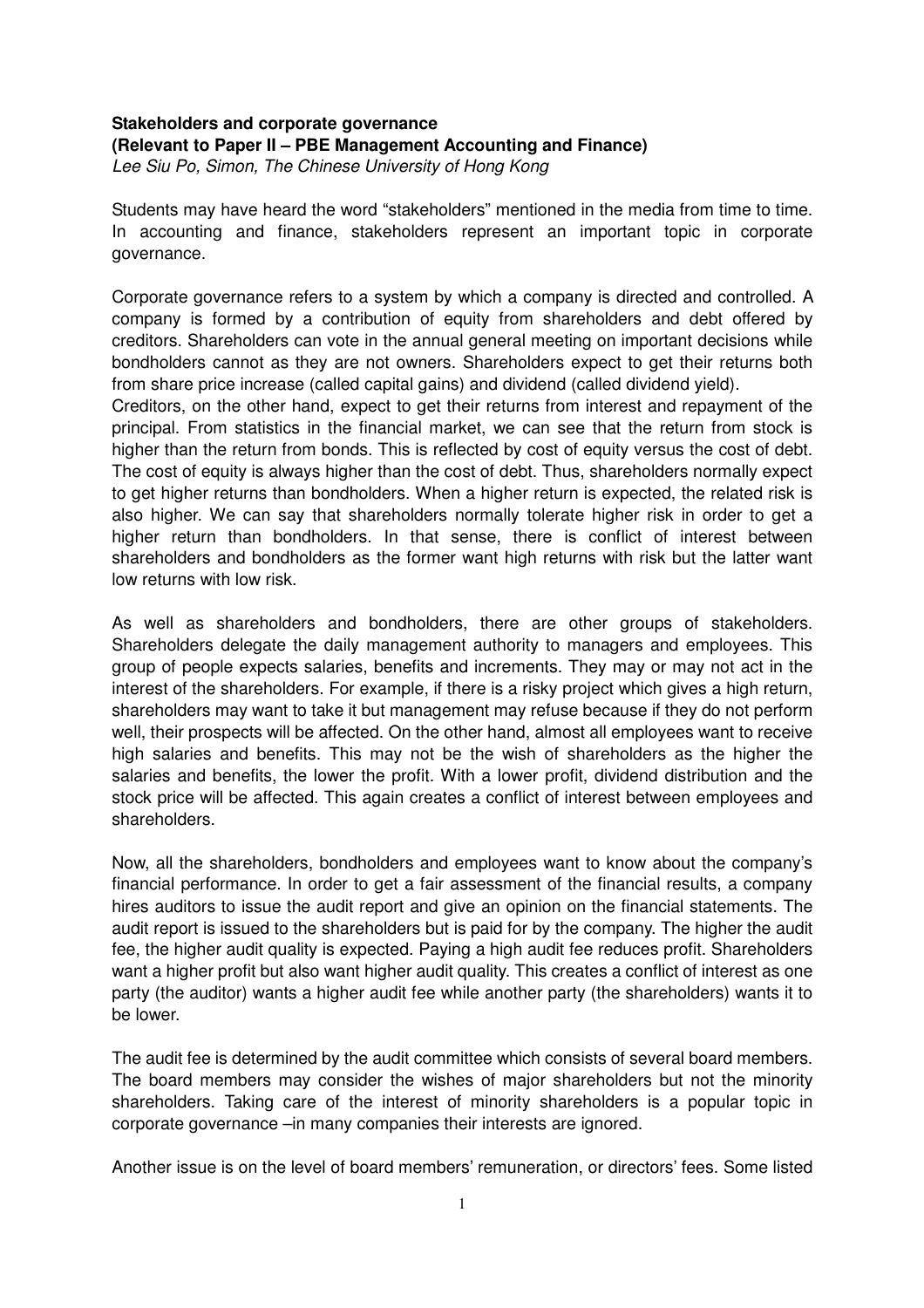**Stakeholders and corporate governance**
**(Relevant to Paper II – PBE Management Accounting and Finance)**
*Lee Siu Po, Simon, The Chinese University of Hong Kong*

Students may have heard the word "stakeholders" mentioned in the media from time to time. In accounting and finance, stakeholders represent an important topic in corporate governance.

Corporate governance refers to a system by which a company is directed and controlled. A company is formed by a contribution of equity from shareholders and debt offered by creditors. Shareholders can vote in the annual general meeting on important decisions while bondholders cannot as they are not owners. Shareholders expect to get their returns both from share price increase (called capital gains) and dividend (called dividend yield).
Creditors, on the other hand, expect to get their returns from interest and repayment of the principal. From statistics in the financial market, we can see that the return from stock is higher than the return from bonds. This is reflected by cost of equity versus the cost of debt. The cost of equity is always higher than the cost of debt. Thus, shareholders normally expect to get higher returns than bondholders. When a higher return is expected, the related risk is also higher. We can say that shareholders normally tolerate higher risk in order to get a higher return than bondholders. In that sense, there is conflict of interest between shareholders and bondholders as the former want high returns with risk but the latter want low returns with low risk.

As well as shareholders and bondholders, there are other groups of stakeholders. Shareholders delegate the daily management authority to managers and employees. This group of people expects salaries, benefits and increments. They may or may not act in the interest of the shareholders. For example, if there is a risky project which gives a high return, shareholders may want to take it but management may refuse because if they do not perform well, their prospects will be affected. On the other hand, almost all employees want to receive high salaries and benefits. This may not be the wish of shareholders as the higher the salaries and benefits, the lower the profit. With a lower profit, dividend distribution and the stock price will be affected. This again creates a conflict of interest between employees and shareholders.

Now, all the shareholders, bondholders and employees want to know about the company's financial performance. In order to get a fair assessment of the financial results, a company hires auditors to issue the audit report and give an opinion on the financial statements. The audit report is issued to the shareholders but is paid for by the company. The higher the audit fee, the higher audit quality is expected. Paying a high audit fee reduces profit. Shareholders want a higher profit but also want higher audit quality. This creates a conflict of interest as one party (the auditor) wants a higher audit fee while another party (the shareholders) wants it to be lower.

The audit fee is determined by the audit committee which consists of several board members. The board members may consider the wishes of major shareholders but not the minority shareholders. Taking care of the interest of minority shareholders is a popular topic in corporate governance –in many companies their interests are ignored.

Another issue is on the level of board members' remuneration, or directors' fees. Some listed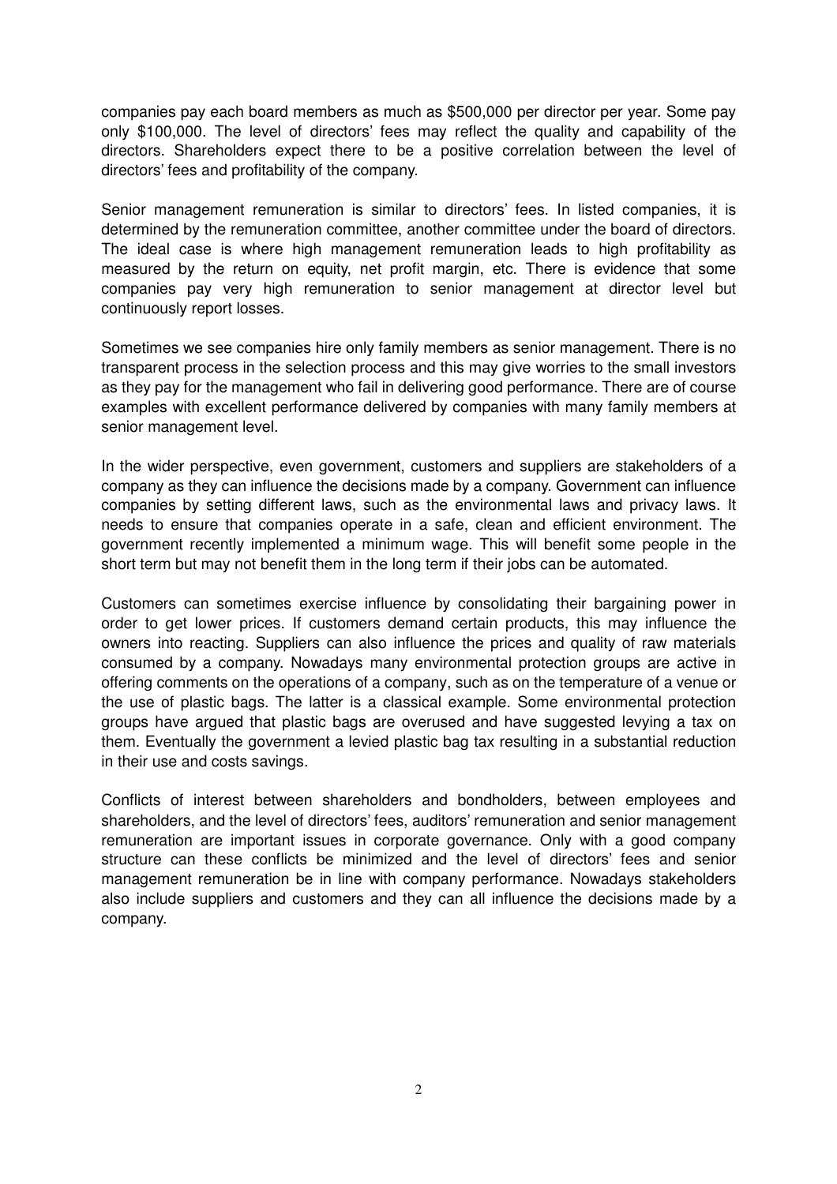companies pay each board members as much as $500,000 per director per year. Some pay only $100,000. The level of directors' fees may reflect the quality and capability of the directors. Shareholders expect there to be a positive correlation between the level of directors' fees and profitability of the company.

Senior management remuneration is similar to directors' fees. In listed companies, it is determined by the remuneration committee, another committee under the board of directors. The ideal case is where high management remuneration leads to high profitability as measured by the return on equity, net profit margin, etc. There is evidence that some companies pay very high remuneration to senior management at director level but continuously report losses.

Sometimes we see companies hire only family members as senior management. There is no transparent process in the selection process and this may give worries to the small investors as they pay for the management who fail in delivering good performance. There are of course examples with excellent performance delivered by companies with many family members at senior management level.

In the wider perspective, even government, customers and suppliers are stakeholders of a company as they can influence the decisions made by a company. Government can influence companies by setting different laws, such as the environmental laws and privacy laws. It needs to ensure that companies operate in a safe, clean and efficient environment. The government recently implemented a minimum wage. This will benefit some people in the short term but may not benefit them in the long term if their jobs can be automated.

Customers can sometimes exercise influence by consolidating their bargaining power in order to get lower prices. If customers demand certain products, this may influence the owners into reacting. Suppliers can also influence the prices and quality of raw materials consumed by a company. Nowadays many environmental protection groups are active in offering comments on the operations of a company, such as on the temperature of a venue or the use of plastic bags. The latter is a classical example. Some environmental protection groups have argued that plastic bags are overused and have suggested levying a tax on them. Eventually the government a levied plastic bag tax resulting in a substantial reduction in their use and costs savings.

Conflicts of interest between shareholders and bondholders, between employees and shareholders, and the level of directors' fees, auditors' remuneration and senior management remuneration are important issues in corporate governance. Only with a good company structure can these conflicts be minimized and the level of directors' fees and senior management remuneration be in line with company performance. Nowadays stakeholders also include suppliers and customers and they can all influence the decisions made by a company.